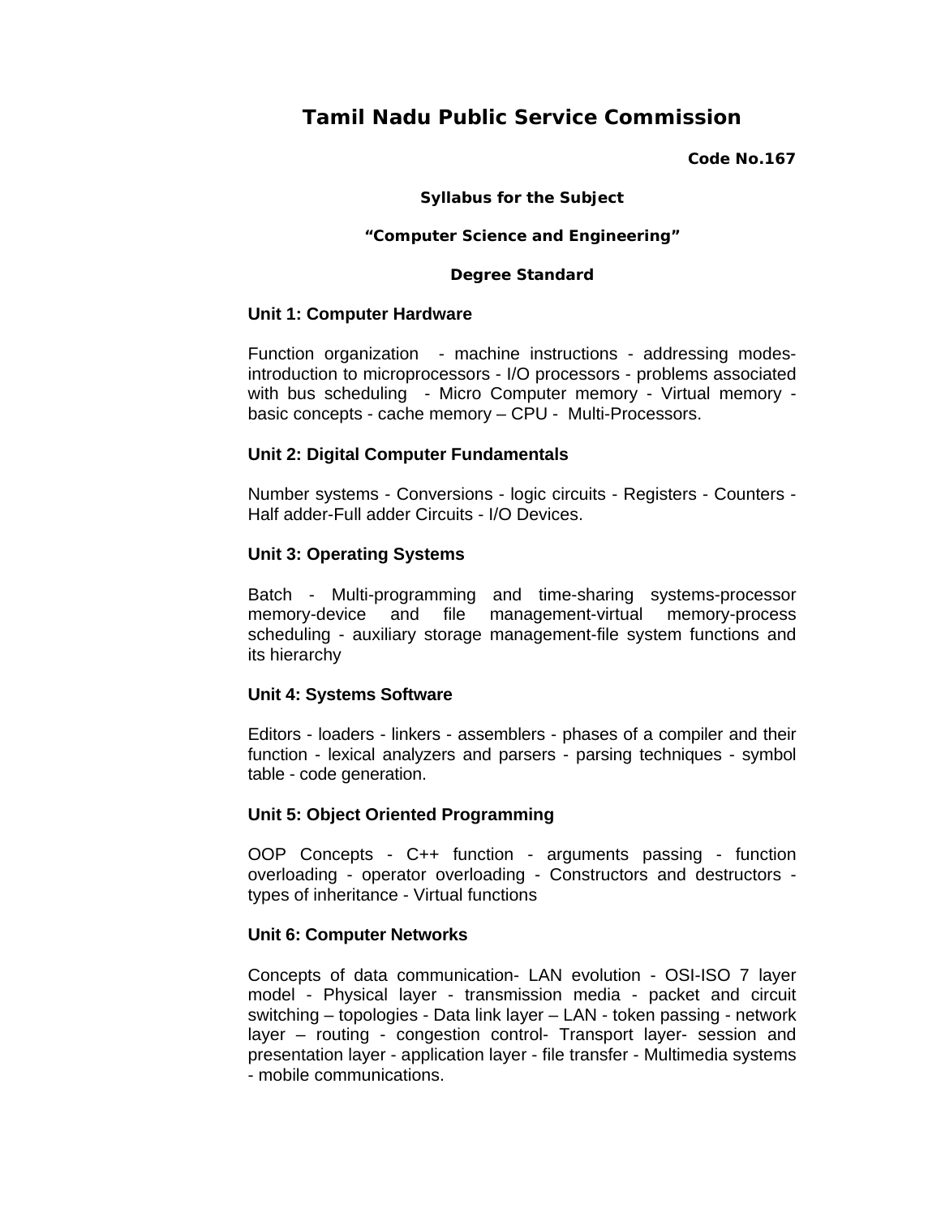# Tamil Nadu Public Service Commission

**Code No.167**

**Syllabus for the Subject**

**"Computer Science and Engineering"**

**Degree Standard**

## Unit 1: Computer Hardware

Function organization - machine instructions - addressing modes-introduction to microprocessors - I/O processors - problems associated with bus scheduling - Micro Computer memory - Virtual memory - basic concepts - cache memory – CPU - Multi-Processors.

## Unit 2: Digital Computer Fundamentals

Number systems - Conversions - logic circuits - Registers - Counters - Half adder-Full adder Circuits - I/O Devices.

## Unit 3: Operating Systems

Batch - Multi-programming and time-sharing systems-processor memory-device and file management-virtual memory-process scheduling - auxiliary storage management-file system functions and its hierarchy

## Unit 4: Systems Software

Editors - loaders - linkers - assemblers - phases of a compiler and their function - lexical analyzers and parsers - parsing techniques - symbol table - code generation.

## Unit 5: Object Oriented Programming

OOP Concepts - C++ function - arguments passing - function overloading - operator overloading - Constructors and destructors - types of inheritance - Virtual functions

## Unit 6: Computer Networks

Concepts of data communication- LAN evolution - OSI-ISO 7 layer model - Physical layer - transmission media - packet and circuit switching – topologies - Data link layer – LAN - token passing - network layer – routing - congestion control- Transport layer- session and presentation layer - application layer - file transfer - Multimedia systems - mobile communications.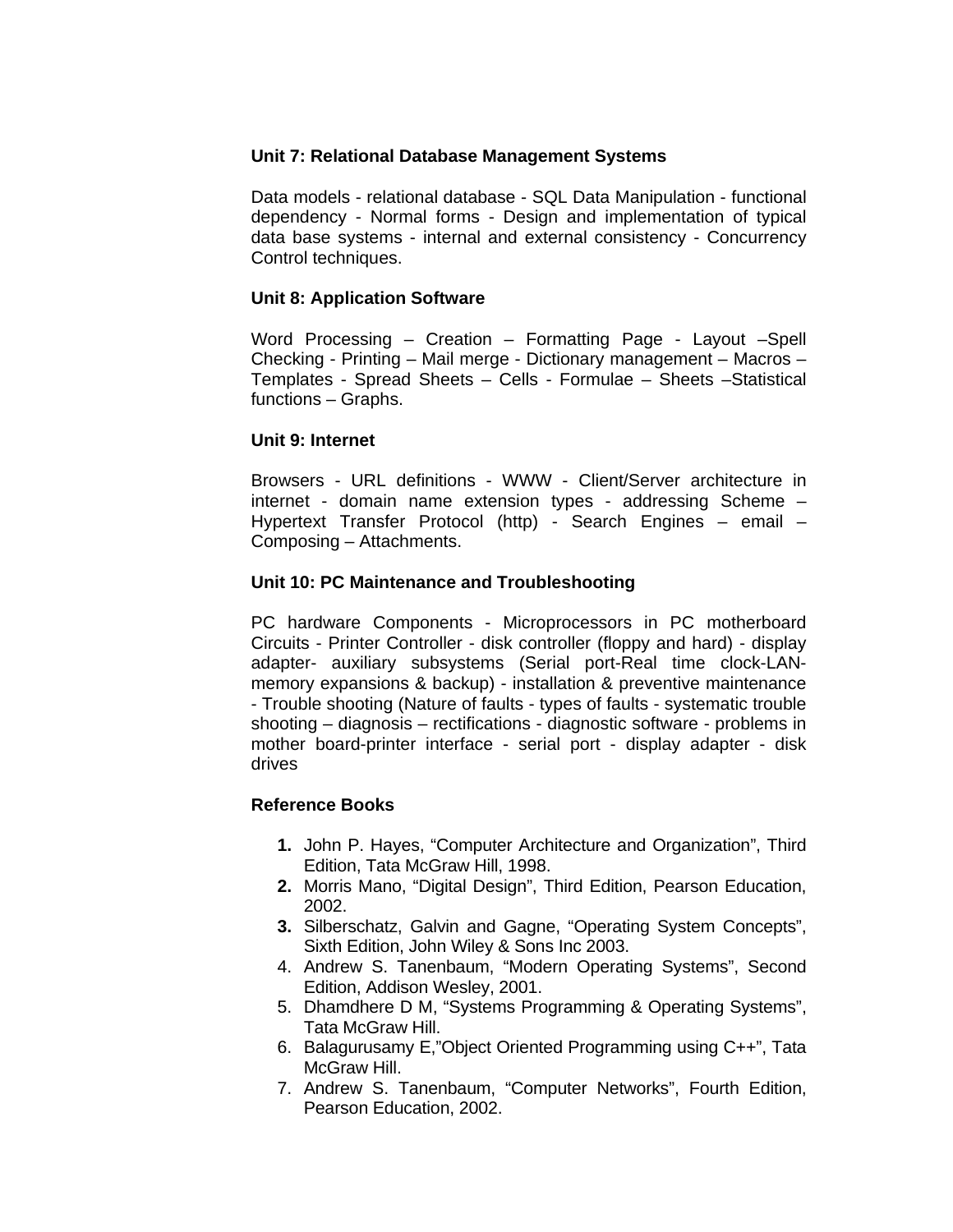**Unit 7: Relational Database Management Systems**

Data models - relational database - SQL Data Manipulation - functional dependency - Normal forms - Design and implementation of typical data base systems - internal and external consistency - Concurrency Control techniques.

**Unit 8: Application Software**

Word Processing – Creation – Formatting Page - Layout –Spell Checking - Printing – Mail merge - Dictionary management – Macros – Templates - Spread Sheets – Cells - Formulae – Sheets –Statistical functions – Graphs.

**Unit 9: Internet**

Browsers - URL definitions - WWW - Client/Server architecture in internet - domain name extension types - addressing Scheme – Hypertext Transfer Protocol (http) - Search Engines – email – Composing – Attachments.

**Unit 10: PC Maintenance and Troubleshooting**

PC hardware Components - Microprocessors in PC motherboard Circuits - Printer Controller - disk controller (floppy and hard) - display adapter- auxiliary subsystems (Serial port-Real time clock-LAN-memory expansions & backup) - installation & preventive maintenance - Trouble shooting (Nature of faults - types of faults - systematic trouble shooting – diagnosis – rectifications - diagnostic software - problems in mother board-printer interface - serial port - display adapter - disk drives

**Reference Books**

1. John P. Hayes, “Computer Architecture and Organization”, Third Edition, Tata McGraw Hill, 1998.
2. Morris Mano, “Digital Design”, Third Edition, Pearson Education, 2002.
3. Silberschatz, Galvin and Gagne, “Operating System Concepts”, Sixth Edition, John Wiley & Sons Inc 2003.
4. Andrew S. Tanenbaum, “Modern Operating Systems”, Second Edition, Addison Wesley, 2001.
5. Dhamdhere D M, “Systems Programming & Operating Systems”, Tata McGraw Hill.
6. Balagurusamy E,”Object Oriented Programming using C++”, Tata McGraw Hill.
7. Andrew S. Tanenbaum, “Computer Networks”, Fourth Edition, Pearson Education, 2002.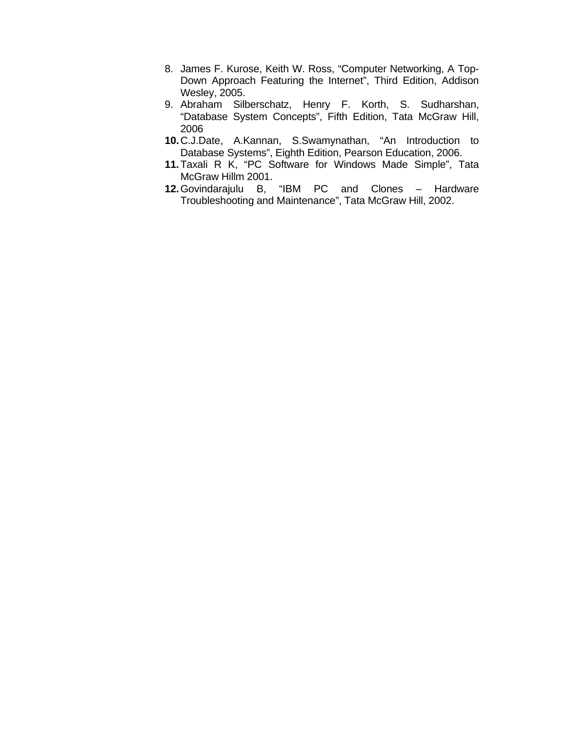8. James F. Kurose, Keith W. Ross, “Computer Networking, A Top-Down Approach Featuring the Internet”, Third Edition, Addison Wesley, 2005.
9. Abraham Silberschatz, Henry F. Korth, S. Sudharshan, “Database System Concepts”, Fifth Edition, Tata McGraw Hill, 2006
10. C.J.Date, A.Kannan, S.Swamynathan, “An Introduction to Database Systems”, Eighth Edition, Pearson Education, 2006.
11. Taxali R K, “PC Software for Windows Made Simple”, Tata McGraw Hillm 2001.
12. Govindarajulu B, “IBM PC and Clones – Hardware Troubleshooting and Maintenance”, Tata McGraw Hill, 2002.